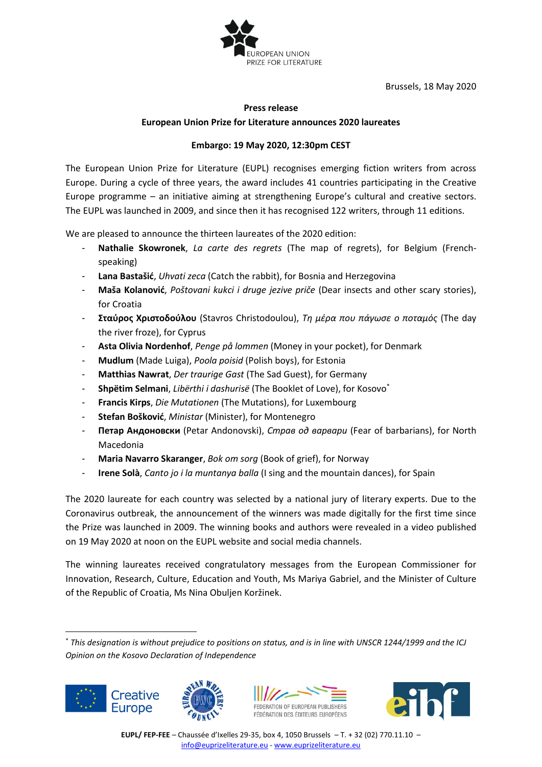EUROPEAN UNION PRIZE FOR LITERATURE

Brussels, 18 May 2020

**Press release**

**European Union Prize for Literature announces 2020 laureates**

**Embargo: 19 May 2020, 12:30pm CEST**

The European Union Prize for Literature (EUPL) recognises emerging fiction writers from across Europe. During a cycle of three years, the award includes 41 countries participating in the Creative Europe programme – an initiative aiming at strengthening Europe's cultural and creative sectors. The EUPL was launched in 2009, and since then it has recognised 122 writers, through 11 editions.

We are pleased to announce the thirteen laureates of the 2020 edition:

- **Nathalie Skowronek**, *La carte des regrets* (The map of regrets), for Belgium (French-speaking)
- **Lana Bastašić**, *Uhvati zeca* (Catch the rabbit), for Bosnia and Herzegovina
- **Maša Kolanović**, *Poštovani kukci i druge jezive priče* (Dear insects and other scary stories), for Croatia
- **Σταύρος Χριστοδούλου** (Stavros Christodoulou), *Τη μέρα που πάγωσε ο ποταμός* (The day the river froze), for Cyprus
- **Asta Olivia Nordenhof**, *Penge på lommen* (Money in your pocket), for Denmark
- **Mudlum** (Made Luiga), *Poola poisid* (Polish boys), for Estonia
- **Matthias Nawrat**, *Der traurige Gast* (The Sad Guest), for Germany
- **Shpëtim Selmani**, *Libërthi i dashurisë* (The Booklet of Love), for Kosovo[*]
- **Francis Kirps**, *Die Mutationen* (The Mutations), for Luxembourg
- **Stefan Bošković**, *Ministar* (Minister), for Montenegro
- **Петар Андоновски** (Petar Andonovski), *Страв од варвари* (Fear of barbarians), for North Macedonia
- **Maria Navarro Skaranger**, *Bok om sorg* (Book of grief), for Norway
- **Irene Solà**, *Canto jo i la muntanya balla* (I sing and the mountain dances), for Spain

The 2020 laureate for each country was selected by a national jury of literary experts. Due to the Coronavirus outbreak, the announcement of the winners was made digitally for the first time since the Prize was launched in 2009. The winning books and authors were revealed in a video published on 19 May 2020 at noon on the EUPL website and social media channels.

The winning laureates received congratulatory messages from the European Commissioner for Innovation, Research, Culture, Education and Youth, Ms Mariya Gabriel, and the Minister of Culture of the Republic of Croatia, Ms Nina Obuljen Koržinek.

---

[*] *This designation is without prejudice to positions on status, and is in line with UNSCR 1244/1999 and the ICJ Opinion on the Kosovo Declaration of Independence*

Creative Europe — European Writers' Council — Federation of European Publishers / Fédération des Éditeurs Européens — eibf

**EUPL/ FEP-FEE** – Chaussée d'Ixelles 29-35, box 4, 1050 Brussels – T. + 32 (02) 770.11.10 – info@euprizeliterature.eu - www.euprizeliterature.eu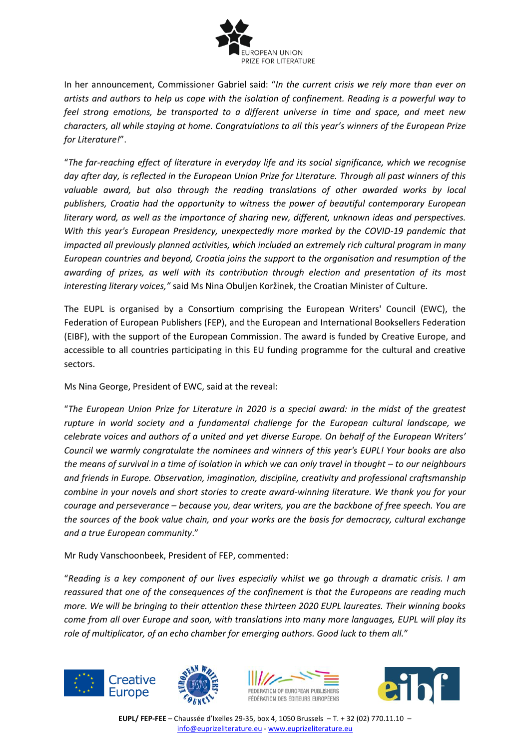In her announcement, Commissioner Gabriel said: "*In the current crisis we rely more than ever on artists and authors to help us cope with the isolation of confinement. Reading is a powerful way to feel strong emotions, be transported to a different universe in time and space, and meet new characters, all while staying at home. Congratulations to all this year's winners of the European Prize for Literature!*".

"*The far-reaching effect of literature in everyday life and its social significance, which we recognise day after day, is reflected in the European Union Prize for Literature. Through all past winners of this valuable award, but also through the reading translations of other awarded works by local publishers, Croatia had the opportunity to witness the power of beautiful contemporary European literary word, as well as the importance of sharing new, different, unknown ideas and perspectives. With this year's European Presidency, unexpectedly more marked by the COVID-19 pandemic that impacted all previously planned activities, which included an extremely rich cultural program in many European countries and beyond, Croatia joins the support to the organisation and resumption of the awarding of prizes, as well with its contribution through election and presentation of its most interesting literary voices,"* said Ms Nina Obuljen Koržinek, the Croatian Minister of Culture.

The EUPL is organised by a Consortium comprising the European Writers' Council (EWC), the Federation of European Publishers (FEP), and the European and International Booksellers Federation (EIBF), with the support of the European Commission. The award is funded by Creative Europe, and accessible to all countries participating in this EU funding programme for the cultural and creative sectors.

Ms Nina George, President of EWC, said at the reveal:

"*The European Union Prize for Literature in 2020 is a special award: in the midst of the greatest rupture in world society and a fundamental challenge for the European cultural landscape, we celebrate voices and authors of a united and yet diverse Europe. On behalf of the European Writers' Council we warmly congratulate the nominees and winners of this year's EUPL! Your books are also the means of survival in a time of isolation in which we can only travel in thought – to our neighbours and friends in Europe. Observation, imagination, discipline, creativity and professional craftsmanship combine in your novels and short stories to create award-winning literature. We thank you for your courage and perseverance – because you, dear writers, you are the backbone of free speech. You are the sources of the book value chain, and your works are the basis for democracy, cultural exchange and a true European community*."

Mr Rudy Vanschoonbeek, President of FEP, commented:

"*Reading is a key component of our lives especially whilst we go through a dramatic crisis. I am reassured that one of the consequences of the confinement is that the Europeans are reading much more. We will be bringing to their attention these thirteen 2020 EUPL laureates. Their winning books come from all over Europe and soon, with translations into many more languages, EUPL will play its role of multiplicator, of an echo chamber for emerging authors. Good luck to them all.*"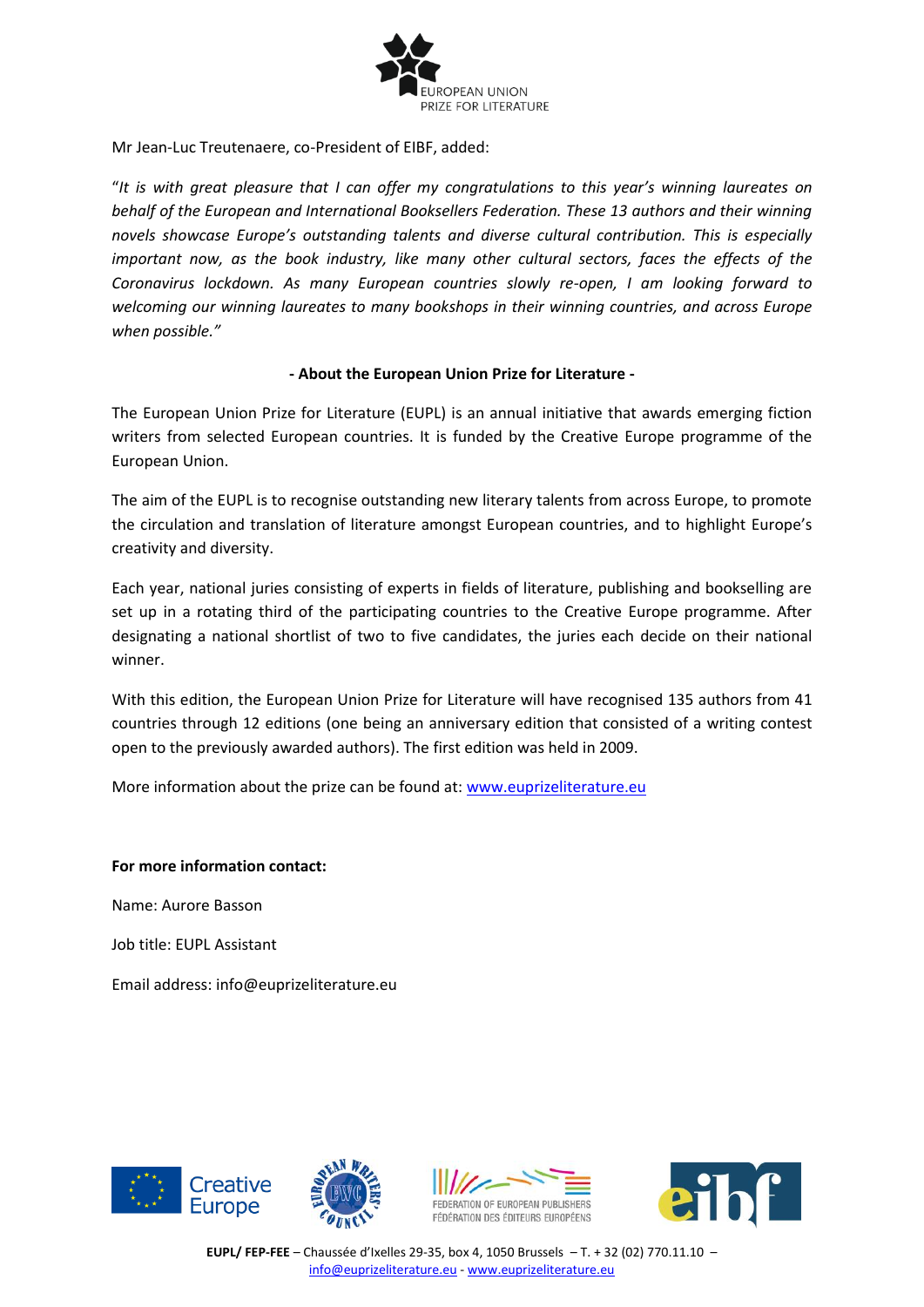Mr Jean-Luc Treutenaere, co-President of EIBF, added:

"*It is with great pleasure that I can offer my congratulations to this year's winning laureates on behalf of the European and International Booksellers Federation. These 13 authors and their winning novels showcase Europe's outstanding talents and diverse cultural contribution. This is especially important now, as the book industry, like many other cultural sectors, faces the effects of the Coronavirus lockdown. As many European countries slowly re-open, I am looking forward to welcoming our winning laureates to many bookshops in their winning countries, and across Europe when possible.*"

**- About the European Union Prize for Literature -**

The European Union Prize for Literature (EUPL) is an annual initiative that awards emerging fiction writers from selected European countries. It is funded by the Creative Europe programme of the European Union.

The aim of the EUPL is to recognise outstanding new literary talents from across Europe, to promote the circulation and translation of literature amongst European countries, and to highlight Europe's creativity and diversity.

Each year, national juries consisting of experts in fields of literature, publishing and bookselling are set up in a rotating third of the participating countries to the Creative Europe programme. After designating a national shortlist of two to five candidates, the juries each decide on their national winner.

With this edition, the European Union Prize for Literature will have recognised 135 authors from 41 countries through 12 editions (one being an anniversary edition that consisted of a writing contest open to the previously awarded authors). The first edition was held in 2009.

More information about the prize can be found at: [www.euprizeliterature.eu](http://www.euprizeliterature.eu)

**For more information contact:**

Name: Aurore Basson

Job title: EUPL Assistant

Email address: info@euprizeliterature.eu

**EUPL/ FEP-FEE** – Chaussée d'Ixelles 29-35, box 4, 1050 Brussels – T. + 32 (02) 770.11.10 – [info@euprizeliterature.eu](mailto:info@euprizeliterature.eu) - [www.euprizeliterature.eu](http://www.euprizeliterature.eu)